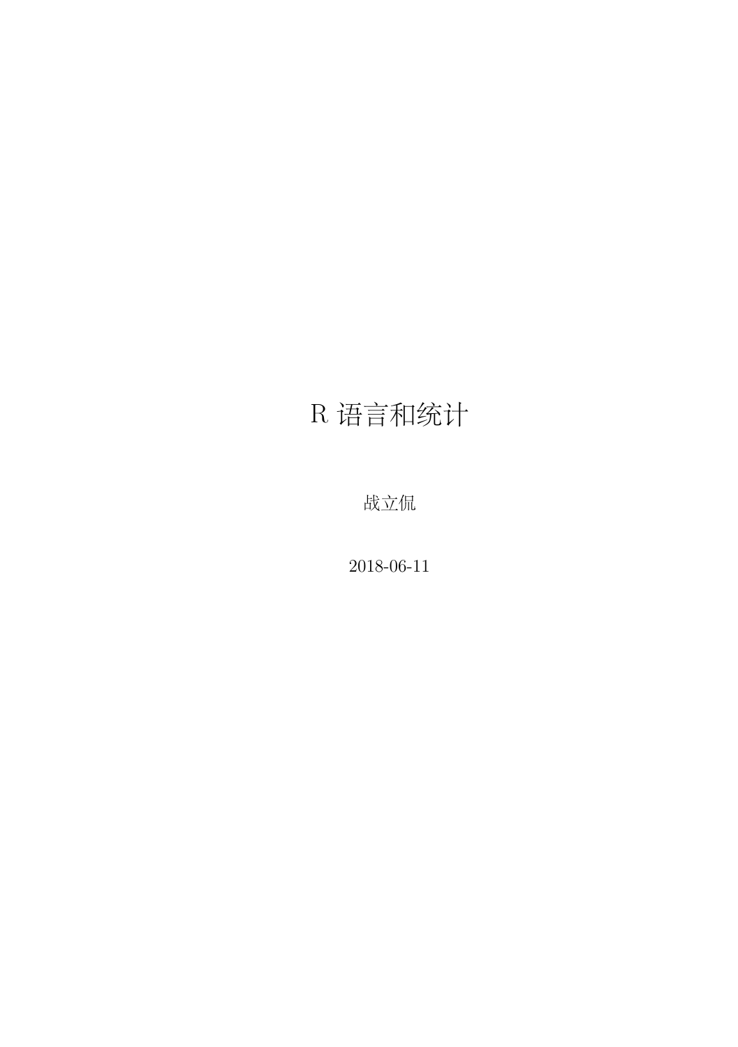# R 语言和统计

战立侃

2018-06-11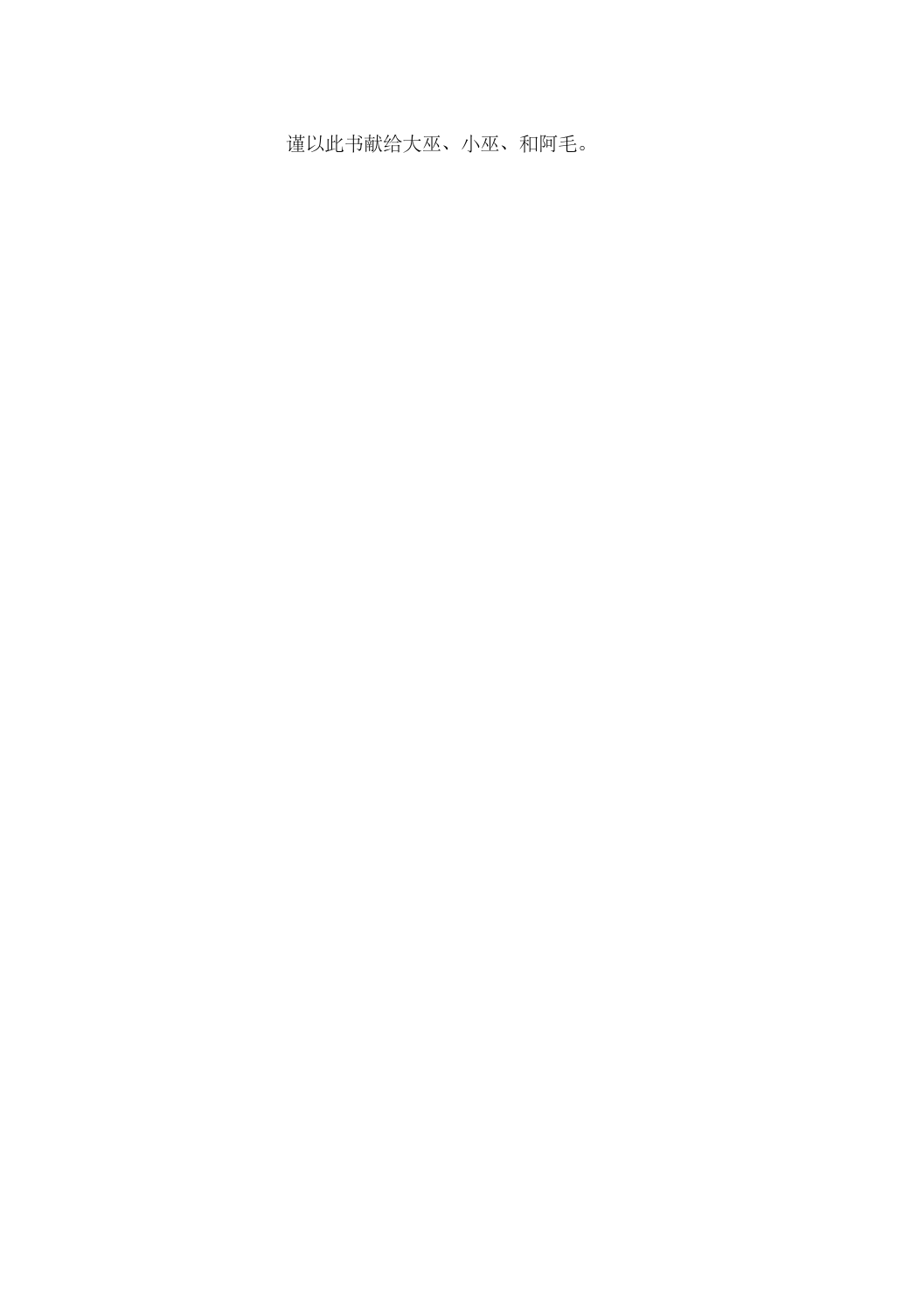谨以此书献给大巫、小巫、和阿毛。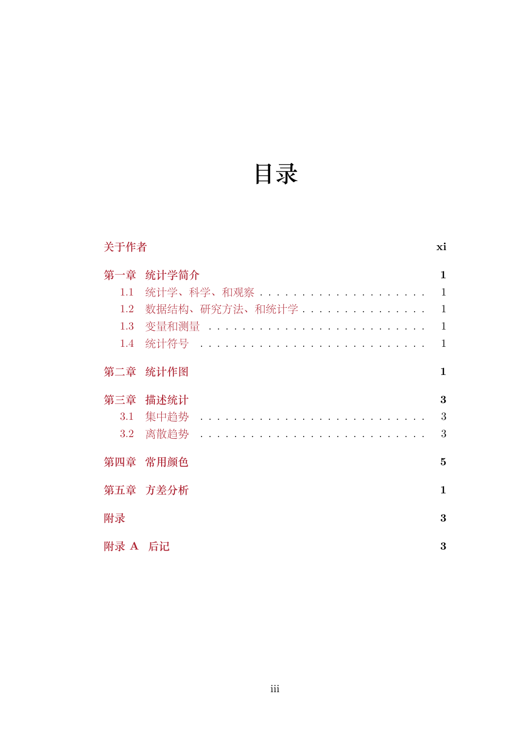# 目录

**关于作者** **xi**

**第一章 统计学简介** **1**

- 1.1 统计学、科学、和观察 . . . . . . . . . . . . . . . . . . . . . 1
- 1.2 数据结构、研究方法、和统计学 . . . . . . . . . . . . . . . 1
- 1.3 变量和测量 . . . . . . . . . . . . . . . . . . . . . . . . . . 1
- 1.4 统计符号 . . . . . . . . . . . . . . . . . . . . . . . . . . . 1

**第二章 统计作图** **1**

**第三章 描述统计** **3**

- 3.1 集中趋势 . . . . . . . . . . . . . . . . . . . . . . . . . . . 3
- 3.2 离散趋势 . . . . . . . . . . . . . . . . . . . . . . . . . . . 3

**第四章 常用颜色** **5**

**第五章 方差分析** **1**

**附录** **3**

**附录 A 后记** **3**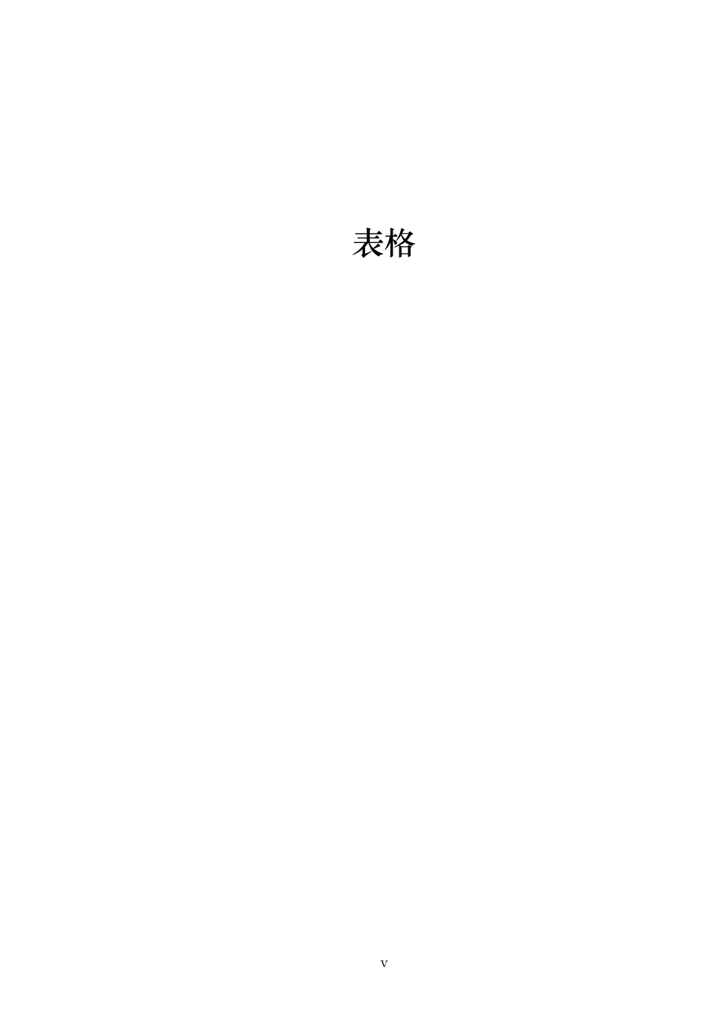# 表格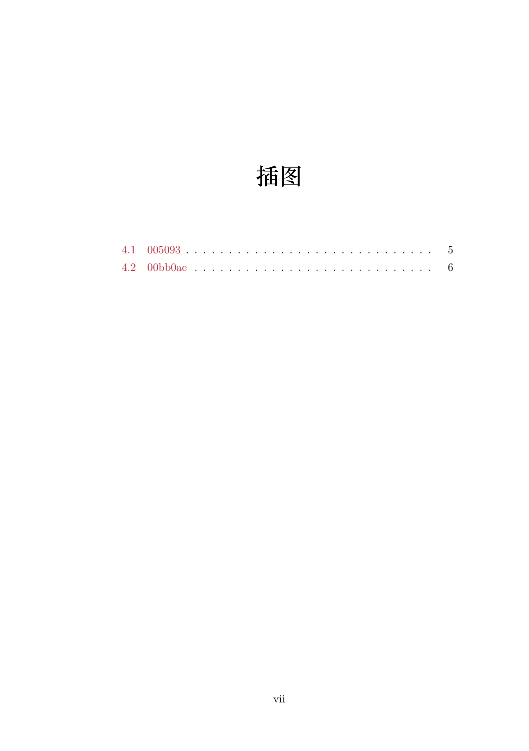# 插图

4.1 005093 . . . . . . . . . . . . . . . . . . . . . . . . . . . . . 5

4.2 00bb0ae . . . . . . . . . . . . . . . . . . . . . . . . . . . . 6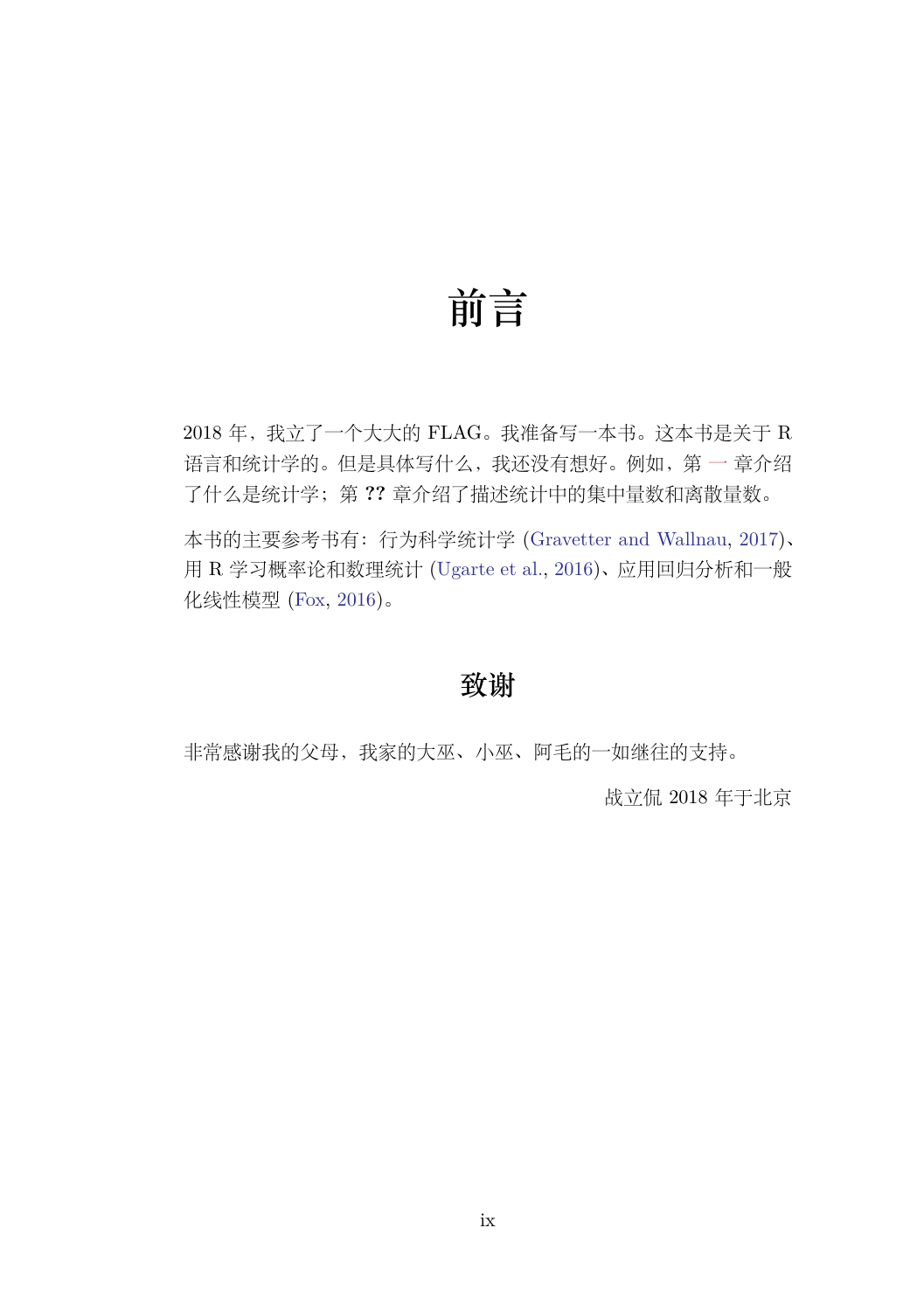# 前言

2018 年，我立了一个大大的 FLAG。我准备写一本书。这本书是关于 R 语言和统计学的。但是具体写什么，我还没有想好。例如，第 一 章介绍了什么是统计学；第 **??** 章介绍了描述统计中的集中量数和离散量数。

本书的主要参考书有：行为科学统计学 (Gravetter and Wallnau, 2017)、用 R 学习概率论和数理统计 (Ugarte et al., 2016)、应用回归分析和一般化线性模型 (Fox, 2016)。

## 致谢

非常感谢我的父母，我家的大巫、小巫、阿毛的一如继往的支持。

战立侃 2018 年于北京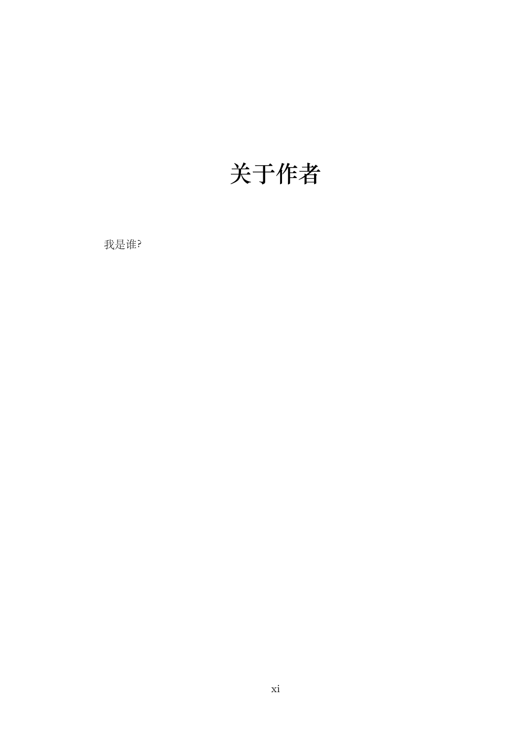# 关于作者

我是谁?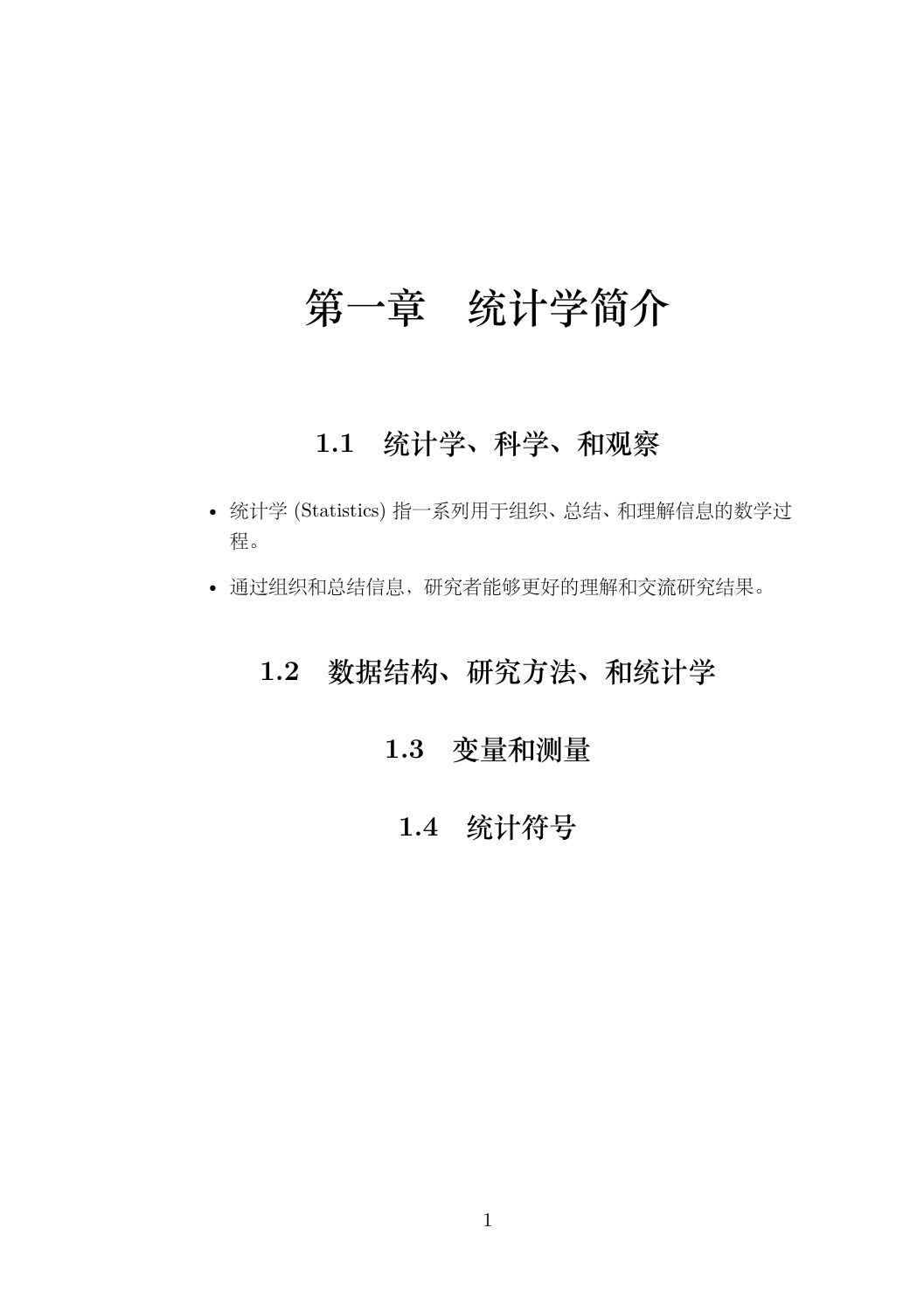# 第一章 统计学简介

## 1.1 统计学、科学、和观察

- 统计学 (Statistics) 指一系列用于组织、总结、和理解信息的数学过程。
- 通过组织和总结信息，研究者能够更好的理解和交流研究结果。

## 1.2 数据结构、研究方法、和统计学

## 1.3 变量和测量

## 1.4 统计符号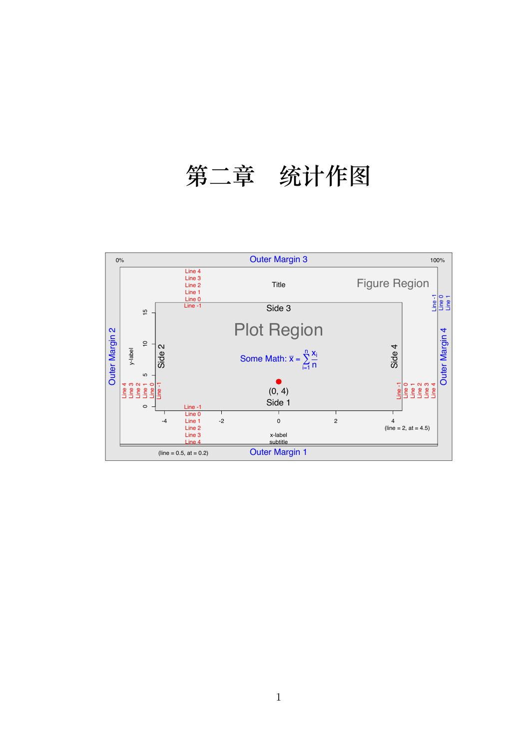# 第二章　统计作图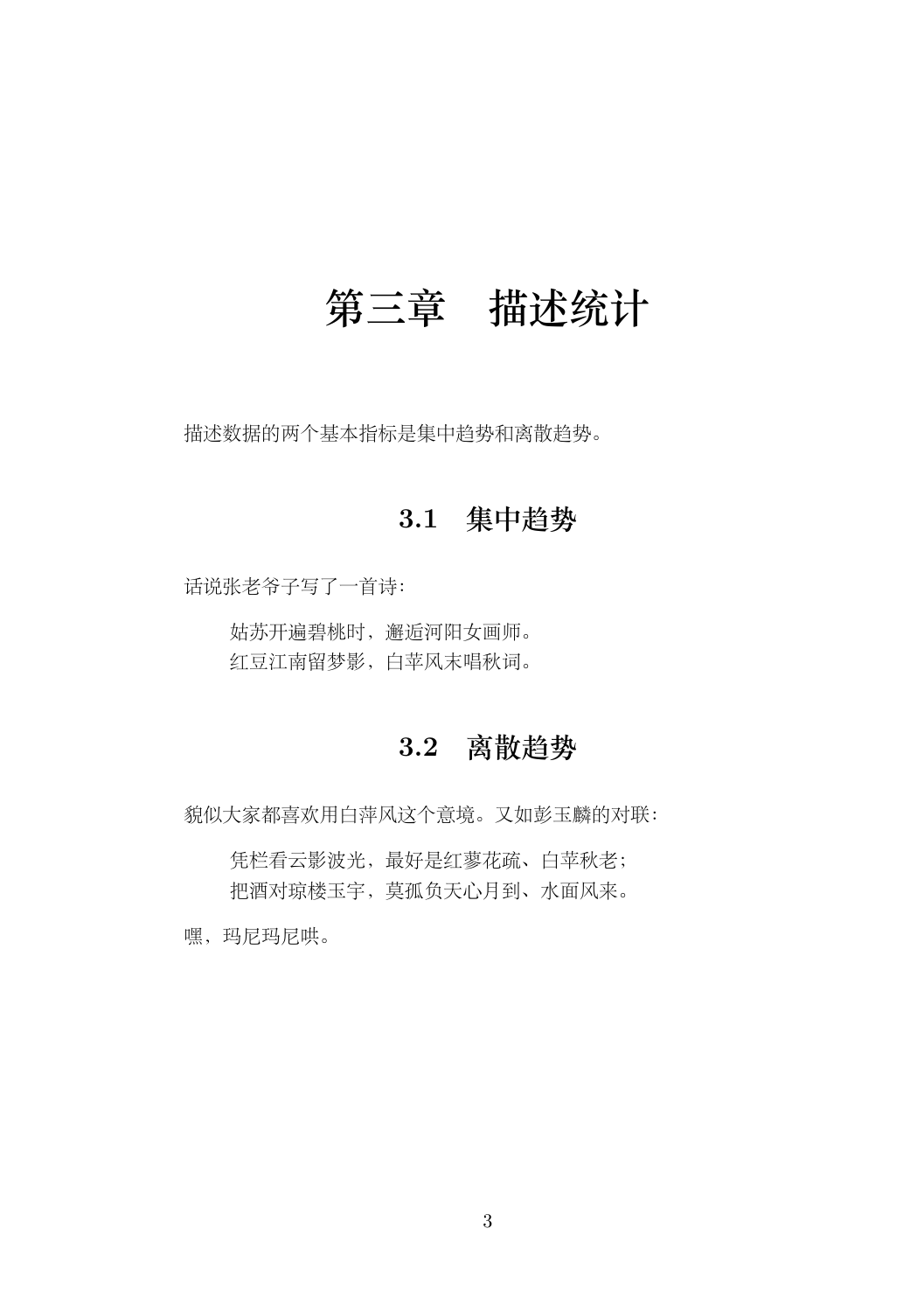# 第三章　描述统计

描述数据的两个基本指标是集中趋势和离散趋势。

## 3.1　集中趋势

话说张老爷子写了一首诗：

> 姑苏开遍碧桃时，邂逅河阳女画师。
> 红豆江南留梦影，白苹风末唱秋词。

## 3.2　离散趋势

貌似大家都喜欢用白萍风这个意境。又如彭玉麟的对联：

> 凭栏看云影波光，最好是红蓼花疏、白苹秋老；
> 把酒对琼楼玉宇，莫孤负天心月到、水面风来。

嘿，玛尼玛尼哄。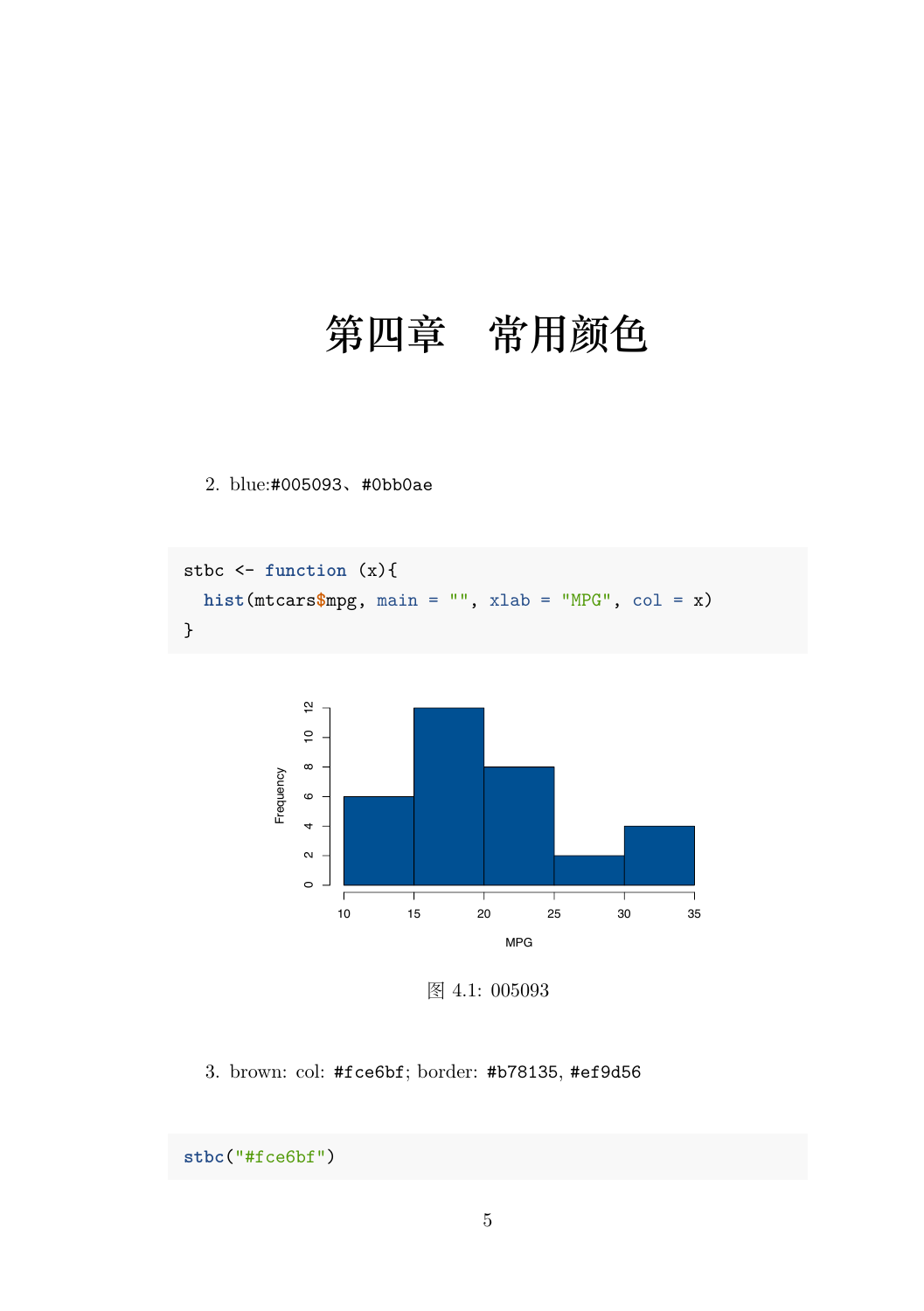# 第四章　常用颜色

2. blue:#005093、#0bb0ae

```
stbc <- function (x){
  hist(mtcars$mpg, main = "", xlab = "MPG", col = x)
}
```

图 4.1: 005093

3. brown: col: #fce6bf; border: #b78135, #ef9d56

```
stbc("#fce6bf")
```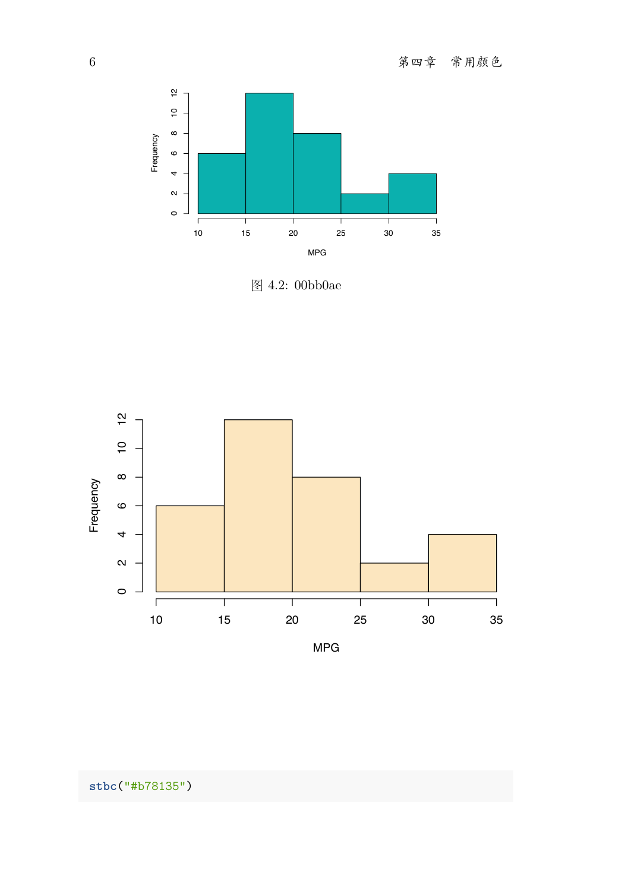图 4.2: 00bb0ae

```
stbc("#b78135")
```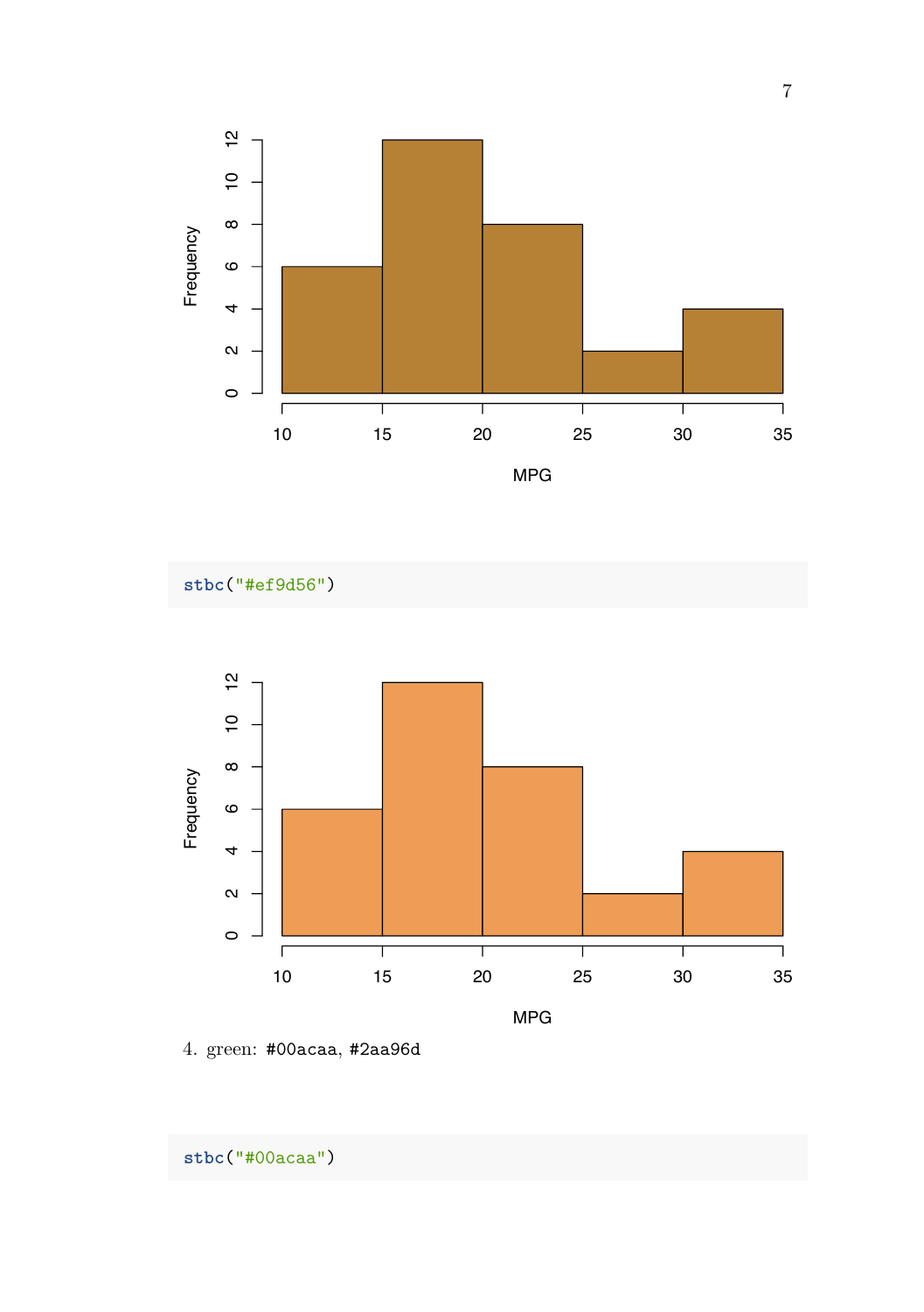```r
stbc("#ef9d56")
```

4. green: #00acaa, #2aa96d

```r
stbc("#00acaa")
```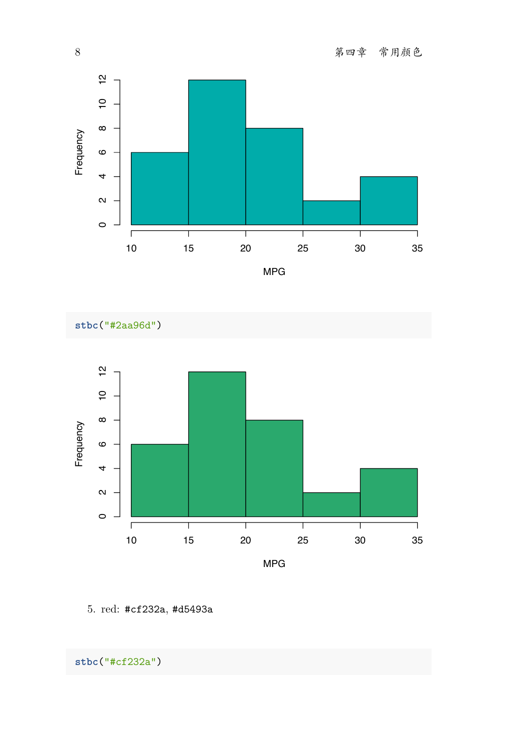```r
stbc("#2aa96d")
```

5. red: `#cf232a`, `#d5493a`

```r
stbc("#cf232a")
```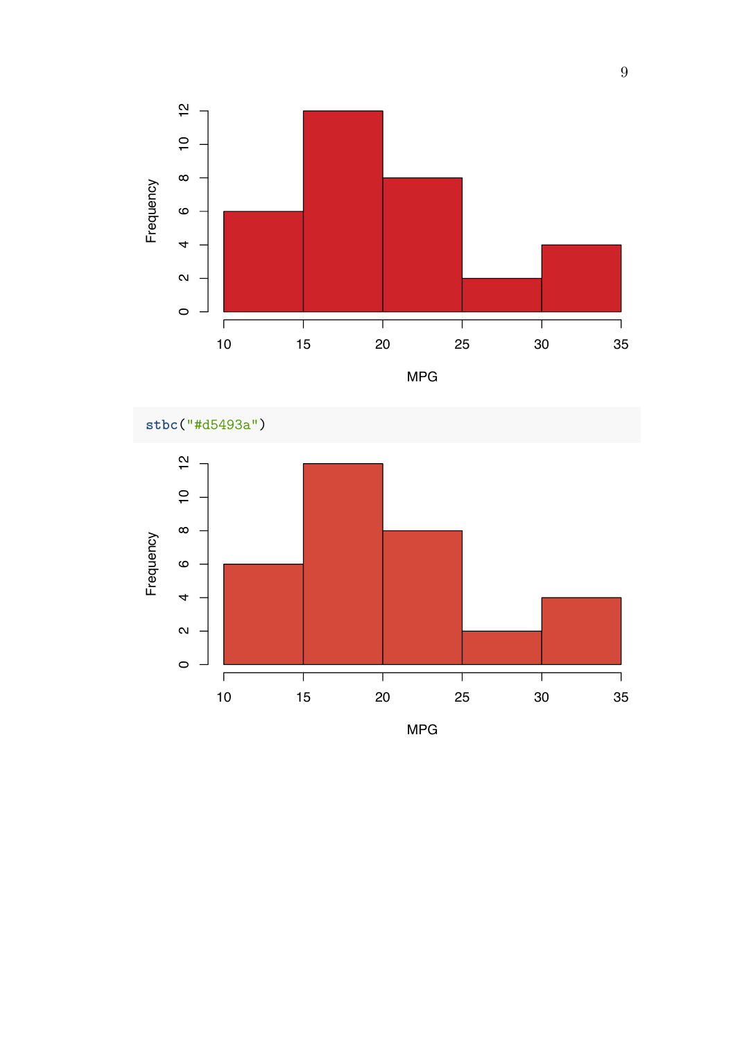```r
stbc("#d5493a")
```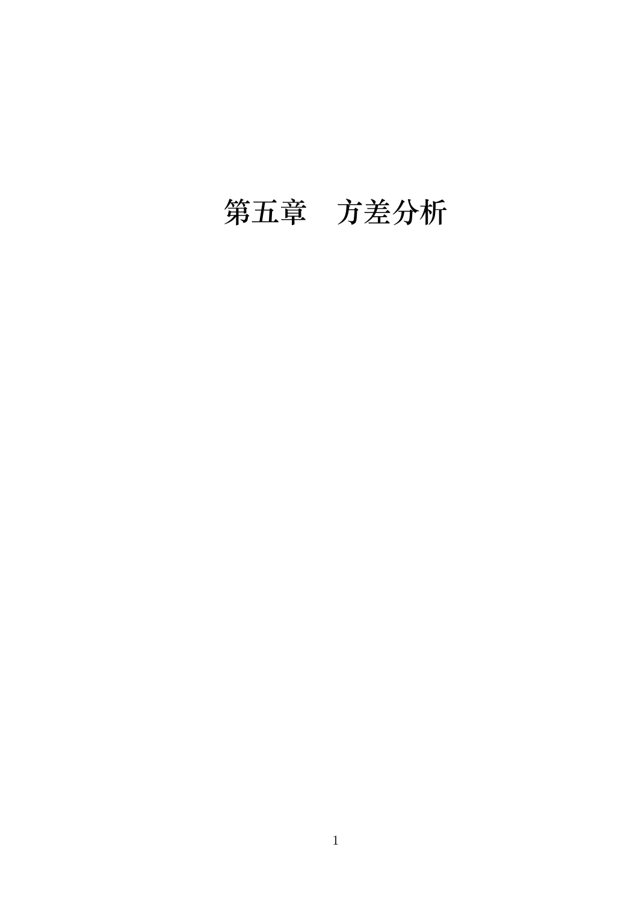# 第五章　方差分析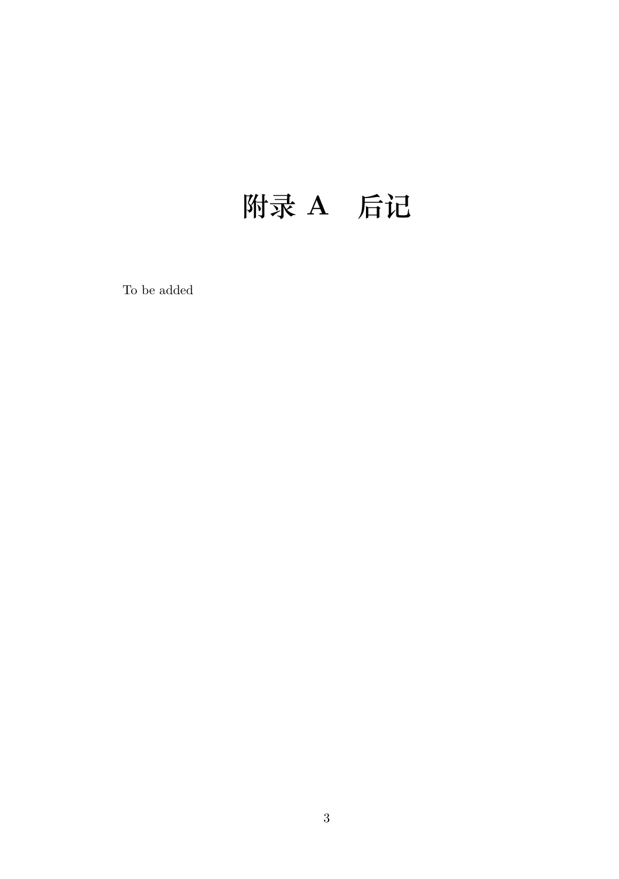# 附录 A　后记

To be added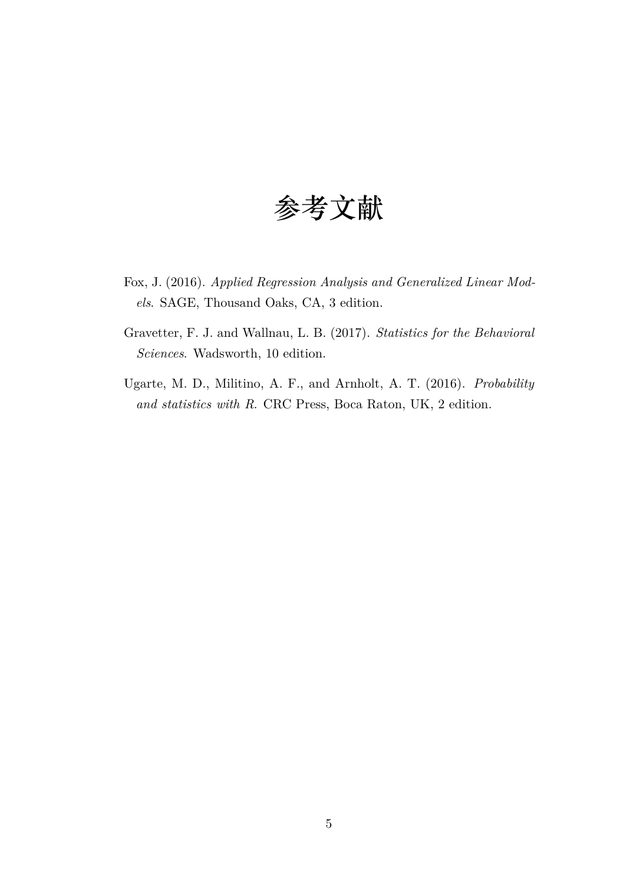# 参考文献

Fox, J. (2016). *Applied Regression Analysis and Generalized Linear Models*. SAGE, Thousand Oaks, CA, 3 edition.

Gravetter, F. J. and Wallnau, L. B. (2017). *Statistics for the Behavioral Sciences*. Wadsworth, 10 edition.

Ugarte, M. D., Militino, A. F., and Arnholt, A. T. (2016). *Probability and statistics with R*. CRC Press, Boca Raton, UK, 2 edition.